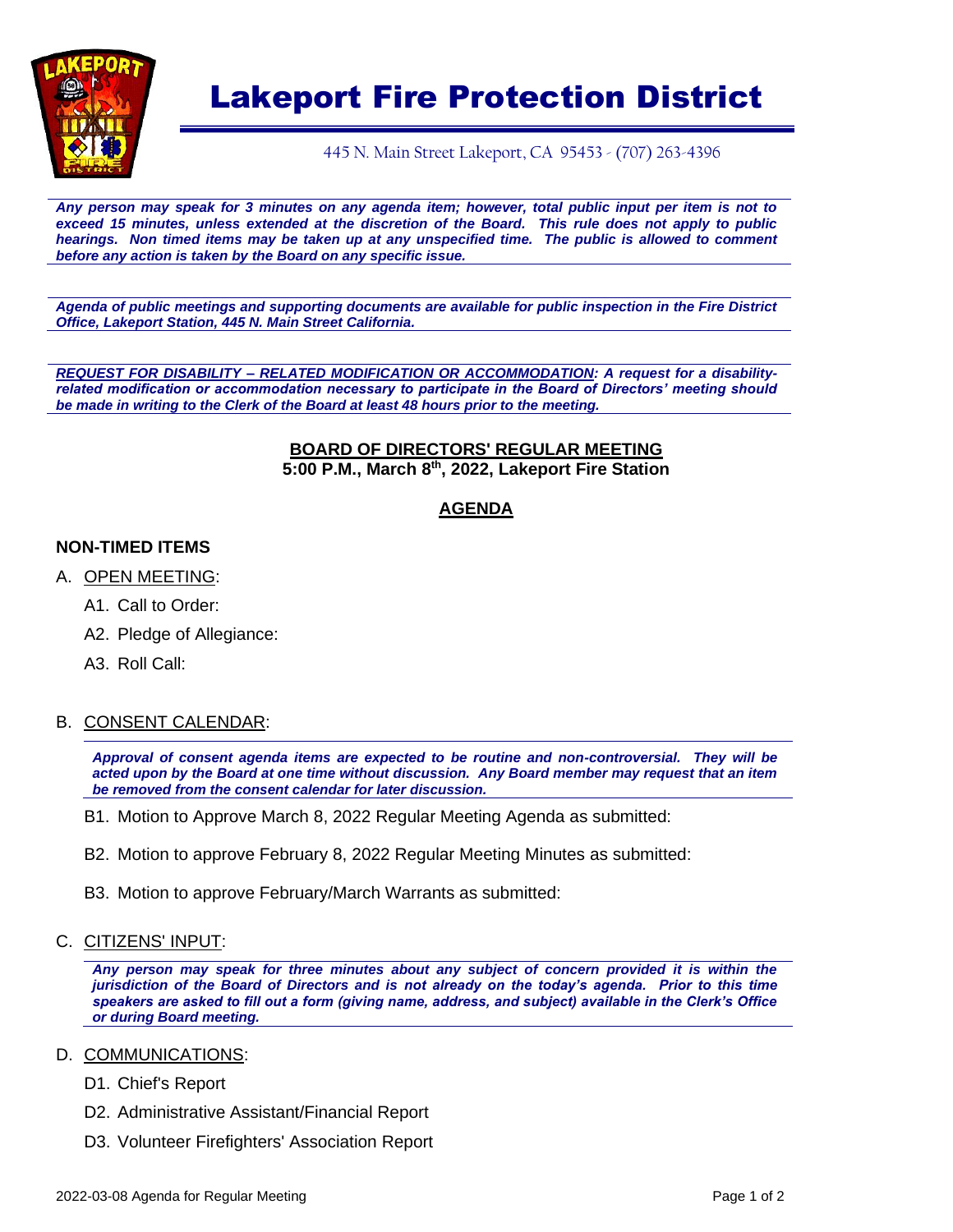# Lakeport Fire Protection District

445 N. Main Street Lakeport, CA 95453 - (707) 263-4396

***Any person may speak for 3 minutes on any agenda item; however, total public input per item is not to exceed 15 minutes, unless extended at the discretion of the Board. This rule does not apply to public hearings. Non timed items may be taken up at any unspecified time. The public is allowed to comment before any action is taken by the Board on any specific issue.***

***Agenda of public meetings and supporting documents are available for public inspection in the Fire District Office, Lakeport Station, 445 N. Main Street California.***

***REQUEST FOR DISABILITY – RELATED MODIFICATION OR ACCOMMODATION: A request for a disability-related modification or accommodation necessary to participate in the Board of Directors' meeting should be made in writing to the Clerk of the Board at least 48 hours prior to the meeting.***

## BOARD OF DIRECTORS' REGULAR MEETING

**5:00 P.M., March 8th, 2022, Lakeport Fire Station**

## AGENDA

### NON-TIMED ITEMS

A. OPEN MEETING:

- A1. Call to Order:
- A2. Pledge of Allegiance:
- A3. Roll Call:

B. CONSENT CALENDAR:

***Approval of consent agenda items are expected to be routine and non-controversial. They will be acted upon by the Board at one time without discussion. Any Board member may request that an item be removed from the consent calendar for later discussion.***

- B1. Motion to Approve March 8, 2022 Regular Meeting Agenda as submitted:
- B2. Motion to approve February 8, 2022 Regular Meeting Minutes as submitted:
- B3. Motion to approve February/March Warrants as submitted:

C. CITIZENS' INPUT:

***Any person may speak for three minutes about any subject of concern provided it is within the jurisdiction of the Board of Directors and is not already on the today's agenda. Prior to this time speakers are asked to fill out a form (giving name, address, and subject) available in the Clerk's Office or during Board meeting.***

D. COMMUNICATIONS:

- D1. Chief's Report
- D2. Administrative Assistant/Financial Report
- D3. Volunteer Firefighters' Association Report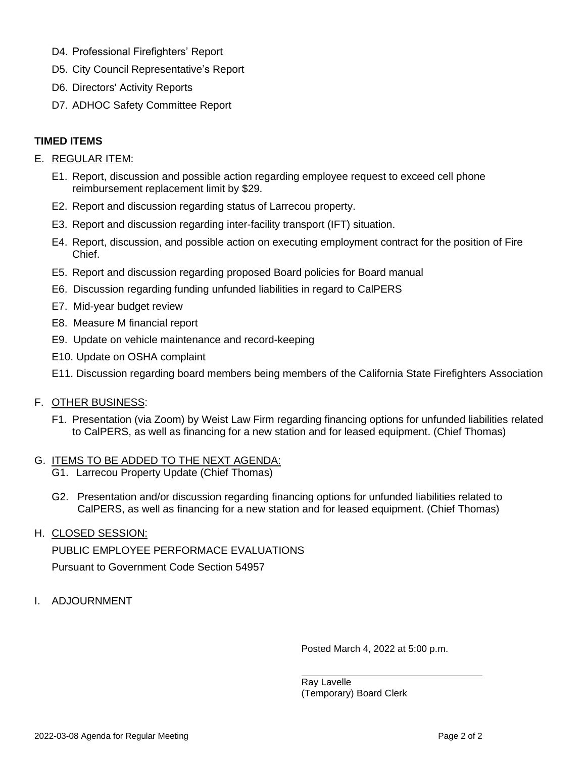D4. Professional Firefighters' Report

D5. City Council Representative's Report

D6. Directors' Activity Reports

D7. ADHOC Safety Committee Report

**TIMED ITEMS**

E. REGULAR ITEM:

E1. Report, discussion and possible action regarding employee request to exceed cell phone reimbursement replacement limit by $29.

E2. Report and discussion regarding status of Larrecou property.

E3. Report and discussion regarding inter-facility transport (IFT) situation.

E4. Report, discussion, and possible action on executing employment contract for the position of Fire Chief.

E5. Report and discussion regarding proposed Board policies for Board manual

E6. Discussion regarding funding unfunded liabilities in regard to CalPERS

E7. Mid-year budget review

E8. Measure M financial report

E9. Update on vehicle maintenance and record-keeping

E10. Update on OSHA complaint

E11. Discussion regarding board members being members of the California State Firefighters Association

F. OTHER BUSINESS:

F1. Presentation (via Zoom) by Weist Law Firm regarding financing options for unfunded liabilities related to CalPERS, as well as financing for a new station and for leased equipment. (Chief Thomas)

G. ITEMS TO BE ADDED TO THE NEXT AGENDA:

G1. Larrecou Property Update (Chief Thomas)

G2. Presentation and/or discussion regarding financing options for unfunded liabilities related to CalPERS, as well as financing for a new station and for leased equipment. (Chief Thomas)

H. CLOSED SESSION:

PUBLIC EMPLOYEE PERFORMACE EVALUATIONS

Pursuant to Government Code Section 54957

I. ADJOURNMENT

Posted March 4, 2022 at 5:00 p.m.

Ray Lavelle
(Temporary) Board Clerk